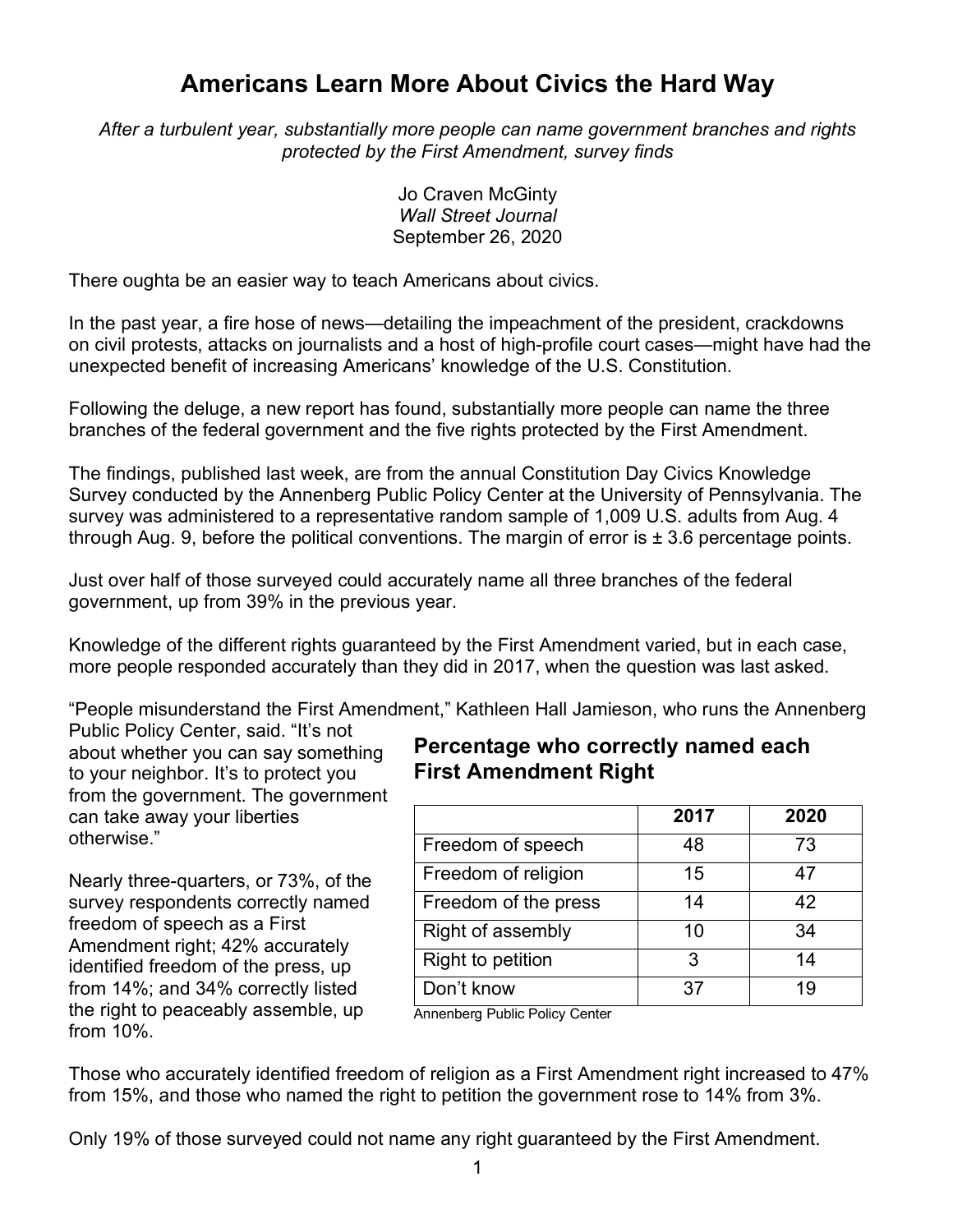# Americans Learn More About Civics the Hard Way

*After a turbulent year, substantially more people can name government branches and rights protected by the First Amendment, survey finds*

Jo Craven McGinty
*Wall Street Journal*
September 26, 2020

There oughta be an easier way to teach Americans about civics.

In the past year, a fire hose of news—detailing the impeachment of the president, crackdowns on civil protests, attacks on journalists and a host of high-profile court cases—might have had the unexpected benefit of increasing Americans' knowledge of the U.S. Constitution.

Following the deluge, a new report has found, substantially more people can name the three branches of the federal government and the five rights protected by the First Amendment.

The findings, published last week, are from the annual Constitution Day Civics Knowledge Survey conducted by the Annenberg Public Policy Center at the University of Pennsylvania. The survey was administered to a representative random sample of 1,009 U.S. adults from Aug. 4 through Aug. 9, before the political conventions. The margin of error is ± 3.6 percentage points.

Just over half of those surveyed could accurately name all three branches of the federal government, up from 39% in the previous year.

Knowledge of the different rights guaranteed by the First Amendment varied, but in each case, more people responded accurately than they did in 2017, when the question was last asked.

"People misunderstand the First Amendment," Kathleen Hall Jamieson, who runs the Annenberg Public Policy Center, said. "It's not about whether you can say something to your neighbor. It's to protect you from the government. The government can take away your liberties otherwise."

Nearly three-quarters, or 73%, of the survey respondents correctly named freedom of speech as a First Amendment right; 42% accurately identified freedom of the press, up from 14%; and 34% correctly listed the right to peaceably assemble, up from 10%.

### Percentage who correctly named each First Amendment Right

| | 2017 | 2020 |
|---|---|---|
| Freedom of speech | 48 | 73 |
| Freedom of religion | 15 | 47 |
| Freedom of the press | 14 | 42 |
| Right of assembly | 10 | 34 |
| Right to petition | 3 | 14 |
| Don't know | 37 | 19 |

Annenberg Public Policy Center

Those who accurately identified freedom of religion as a First Amendment right increased to 47% from 15%, and those who named the right to petition the government rose to 14% from 3%.

Only 19% of those surveyed could not name any right guaranteed by the First Amendment.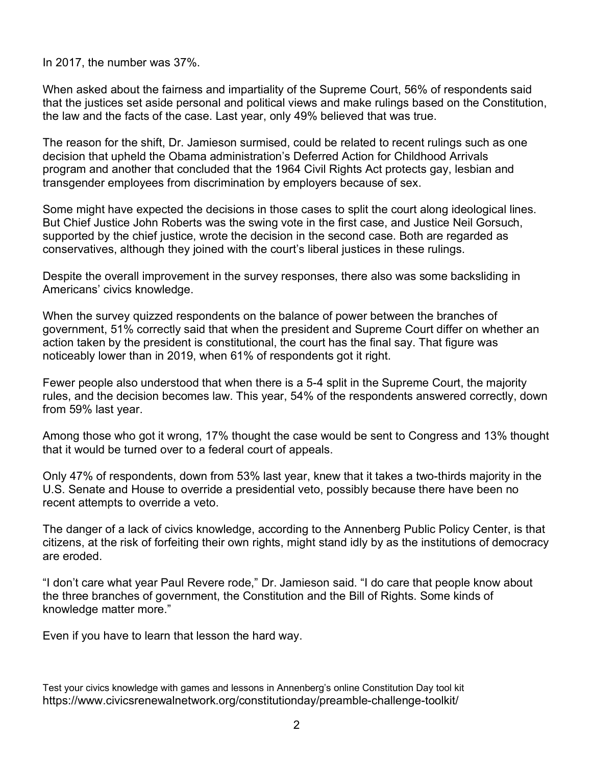In 2017, the number was 37%.

When asked about the fairness and impartiality of the Supreme Court, 56% of respondents said that the justices set aside personal and political views and make rulings based on the Constitution, the law and the facts of the case. Last year, only 49% believed that was true.

The reason for the shift, Dr. Jamieson surmised, could be related to recent rulings such as one decision that upheld the Obama administration's Deferred Action for Childhood Arrivals program and another that concluded that the 1964 Civil Rights Act protects gay, lesbian and transgender employees from discrimination by employers because of sex.

Some might have expected the decisions in those cases to split the court along ideological lines. But Chief Justice John Roberts was the swing vote in the first case, and Justice Neil Gorsuch, supported by the chief justice, wrote the decision in the second case. Both are regarded as conservatives, although they joined with the court's liberal justices in these rulings.

Despite the overall improvement in the survey responses, there also was some backsliding in Americans' civics knowledge.

When the survey quizzed respondents on the balance of power between the branches of government, 51% correctly said that when the president and Supreme Court differ on whether an action taken by the president is constitutional, the court has the final say. That figure was noticeably lower than in 2019, when 61% of respondents got it right.

Fewer people also understood that when there is a 5-4 split in the Supreme Court, the majority rules, and the decision becomes law. This year, 54% of the respondents answered correctly, down from 59% last year.

Among those who got it wrong, 17% thought the case would be sent to Congress and 13% thought that it would be turned over to a federal court of appeals.

Only 47% of respondents, down from 53% last year, knew that it takes a two-thirds majority in the U.S. Senate and House to override a presidential veto, possibly because there have been no recent attempts to override a veto.

The danger of a lack of civics knowledge, according to the Annenberg Public Policy Center, is that citizens, at the risk of forfeiting their own rights, might stand idly by as the institutions of democracy are eroded.

"I don't care what year Paul Revere rode," Dr. Jamieson said. "I do care that people know about the three branches of government, the Constitution and the Bill of Rights. Some kinds of knowledge matter more."

Even if you have to learn that lesson the hard way.

Test your civics knowledge with games and lessons in Annenberg's online Constitution Day tool kit
https://www.civicsrenewalnetwork.org/constitutionday/preamble-challenge-toolkit/